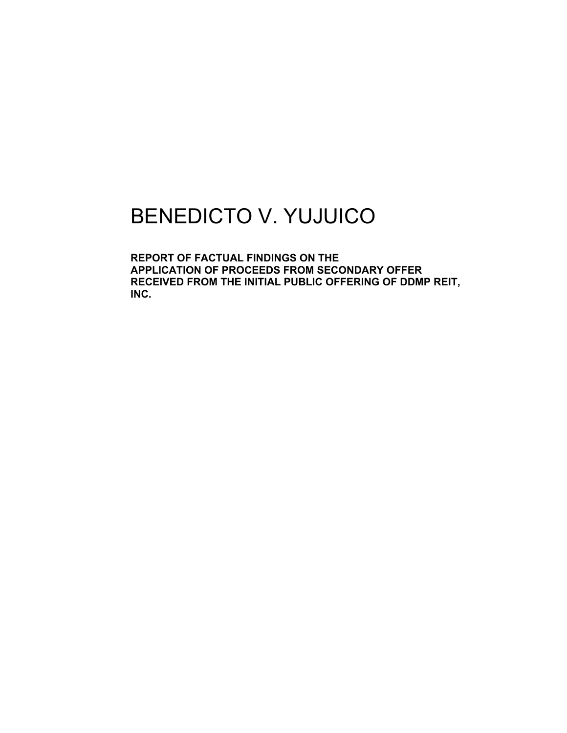# BENEDICTO V. YUJUICO

**REPORT OF FACTUAL FINDINGS ON THE APPLICATION OF PROCEEDS FROM SECONDARY OFFER RECEIVED FROM THE INITIAL PUBLIC OFFERING OF DDMP REIT, INC.**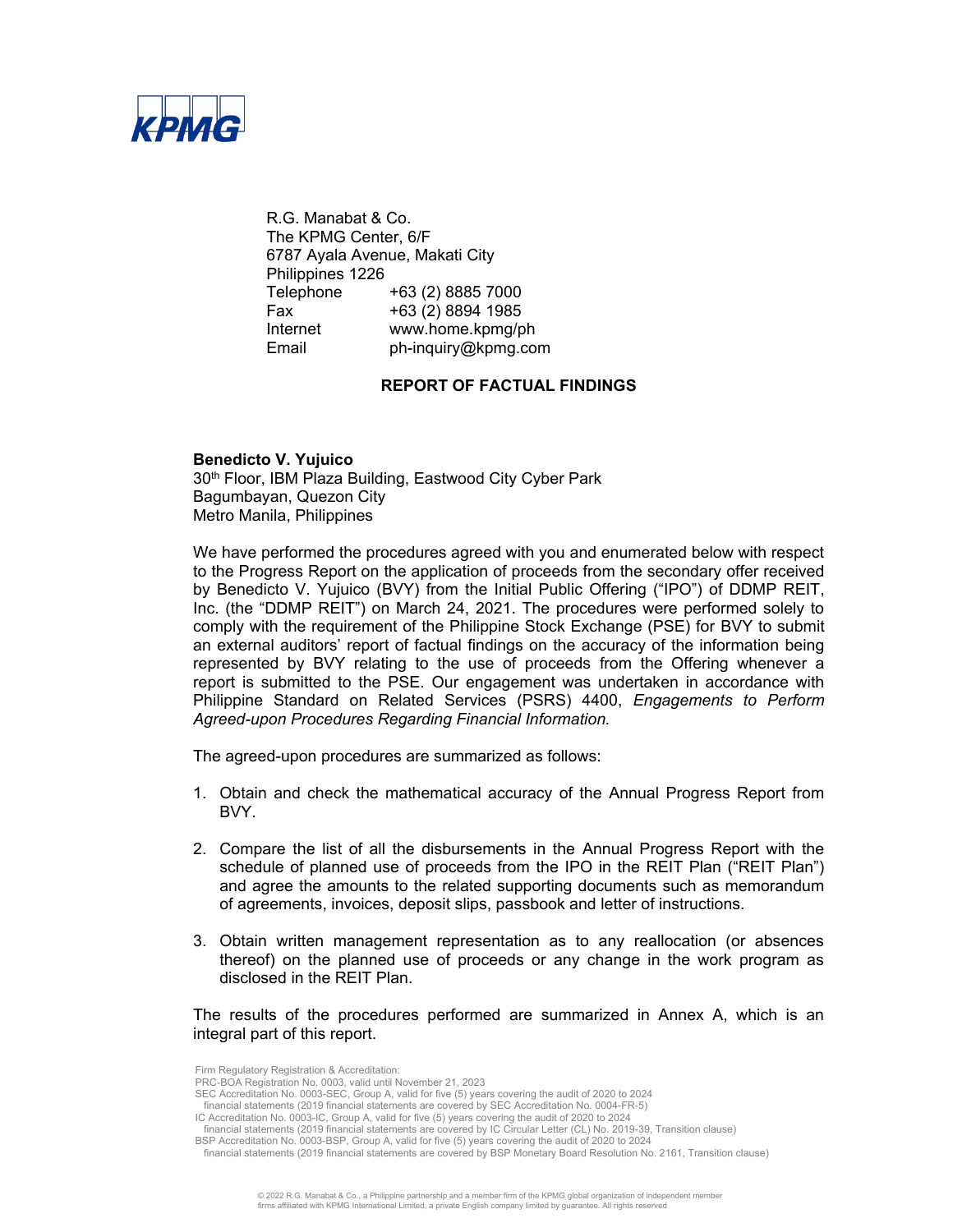KPMG

R.G. Manabat & Co.
The KPMG Center, 6/F
6787 Ayala Avenue, Makati City
Philippines 1226

| | |
|---|---|
| Telephone | +63 (2) 8885 7000 |
| Fax | +63 (2) 8894 1985 |
| Internet | www.home.kpmg/ph |
| Email | ph-inquiry@kpmg.com |

## REPORT OF FACTUAL FINDINGS

**Benedicto V. Yujuico**
30th Floor, IBM Plaza Building, Eastwood City Cyber Park
Bagumbayan, Quezon City
Metro Manila, Philippines

We have performed the procedures agreed with you and enumerated below with respect to the Progress Report on the application of proceeds from the secondary offer received by Benedicto V. Yujuico (BVY) from the Initial Public Offering ("IPO") of DDMP REIT, Inc. (the "DDMP REIT") on March 24, 2021. The procedures were performed solely to comply with the requirement of the Philippine Stock Exchange (PSE) for BVY to submit an external auditors' report of factual findings on the accuracy of the information being represented by BVY relating to the use of proceeds from the Offering whenever a report is submitted to the PSE. Our engagement was undertaken in accordance with Philippine Standard on Related Services (PSRS) 4400, *Engagements to Perform Agreed-upon Procedures Regarding Financial Information.*

The agreed-upon procedures are summarized as follows:

1. Obtain and check the mathematical accuracy of the Annual Progress Report from BVY.

2. Compare the list of all the disbursements in the Annual Progress Report with the schedule of planned use of proceeds from the IPO in the REIT Plan ("REIT Plan") and agree the amounts to the related supporting documents such as memorandum of agreements, invoices, deposit slips, passbook and letter of instructions.

3. Obtain written management representation as to any reallocation (or absences thereof) on the planned use of proceeds or any change in the work program as disclosed in the REIT Plan.

The results of the procedures performed are summarized in Annex A, which is an integral part of this report.

Firm Regulatory Registration & Accreditation:
PRC-BOA Registration No. 0003, valid until November 21, 2023
SEC Accreditation No. 0003-SEC, Group A, valid for five (5) years covering the audit of 2020 to 2024 financial statements (2019 financial statements are covered by SEC Accreditation No. 0004-FR-5)
IC Accreditation No. 0003-IC, Group A, valid for five (5) years covering the audit of 2020 to 2024 financial statements (2019 financial statements are covered by IC Circular Letter (CL) No. 2019-39, Transition clause)
BSP Accreditation No. 0003-BSP, Group A, valid for five (5) years covering the audit of 2020 to 2024 financial statements (2019 financial statements are covered by BSP Monetary Board Resolution No. 2161, Transition clause)

© 2022 R.G. Manabat & Co., a Philippine partnership and a member firm of the KPMG global organization of independent member firms affiliated with KPMG International Limited, a private English company limited by guarantee. All rights reserved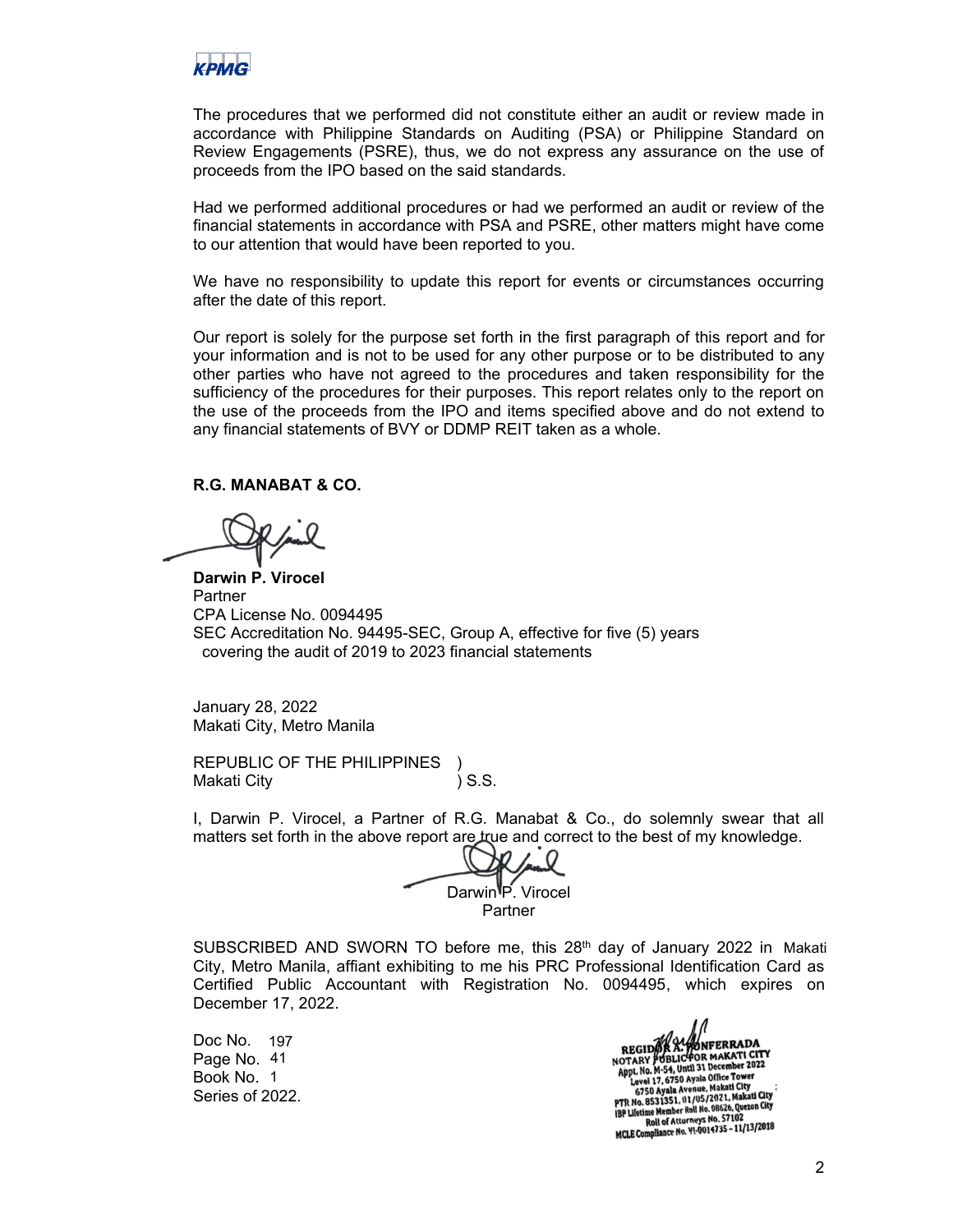The procedures that we performed did not constitute either an audit or review made in accordance with Philippine Standards on Auditing (PSA) or Philippine Standard on Review Engagements (PSRE), thus, we do not express any assurance on the use of proceeds from the IPO based on the said standards.

Had we performed additional procedures or had we performed an audit or review of the financial statements in accordance with PSA and PSRE, other matters might have come to our attention that would have been reported to you.

We have no responsibility to update this report for events or circumstances occurring after the date of this report.

Our report is solely for the purpose set forth in the first paragraph of this report and for your information and is not to be used for any other purpose or to be distributed to any other parties who have not agreed to the procedures and taken responsibility for the sufficiency of the procedures for their purposes. This report relates only to the report on the use of the proceeds from the IPO and items specified above and do not extend to any financial statements of BVY or DDMP REIT taken as a whole.

**R.G. MANABAT & CO.**

**Darwin P. Virocel**
Partner
CPA License No. 0094495
SEC Accreditation No. 94495-SEC, Group A, effective for five (5) years covering the audit of 2019 to 2023 financial statements

January 28, 2022
Makati City, Metro Manila

REPUBLIC OF THE PHILIPPINES )
Makati City ) S.S.

I, Darwin P. Virocel, a Partner of R.G. Manabat & Co., do solemnly swear that all matters set forth in the above report are true and correct to the best of my knowledge.

Darwin P. Virocel
Partner

SUBSCRIBED AND SWORN TO before me, this 28th day of January 2022 in Makati City, Metro Manila, affiant exhibiting to me his PRC Professional Identification Card as Certified Public Accountant with Registration No. 0094495, which expires on December 17, 2022.

Doc No. 197
Page No. 41
Book No. 1
Series of 2022.

REGIDOR A. MONFERRADA
NOTARY PUBLIC FOR MAKATI CITY
Appt. No. M-54, Until 31 December 2022
Level 17, 6750 Ayala Office Tower
6750 Ayala Avenue, Makati City
PTR No. 8531351, 01/05/2021, Makati City
IBP Lifetime Member Roll No. 08626, Quezon City
Roll of Attorneys No. 57102
MCLE Compliance No. VI-0014735 – 11/13/2018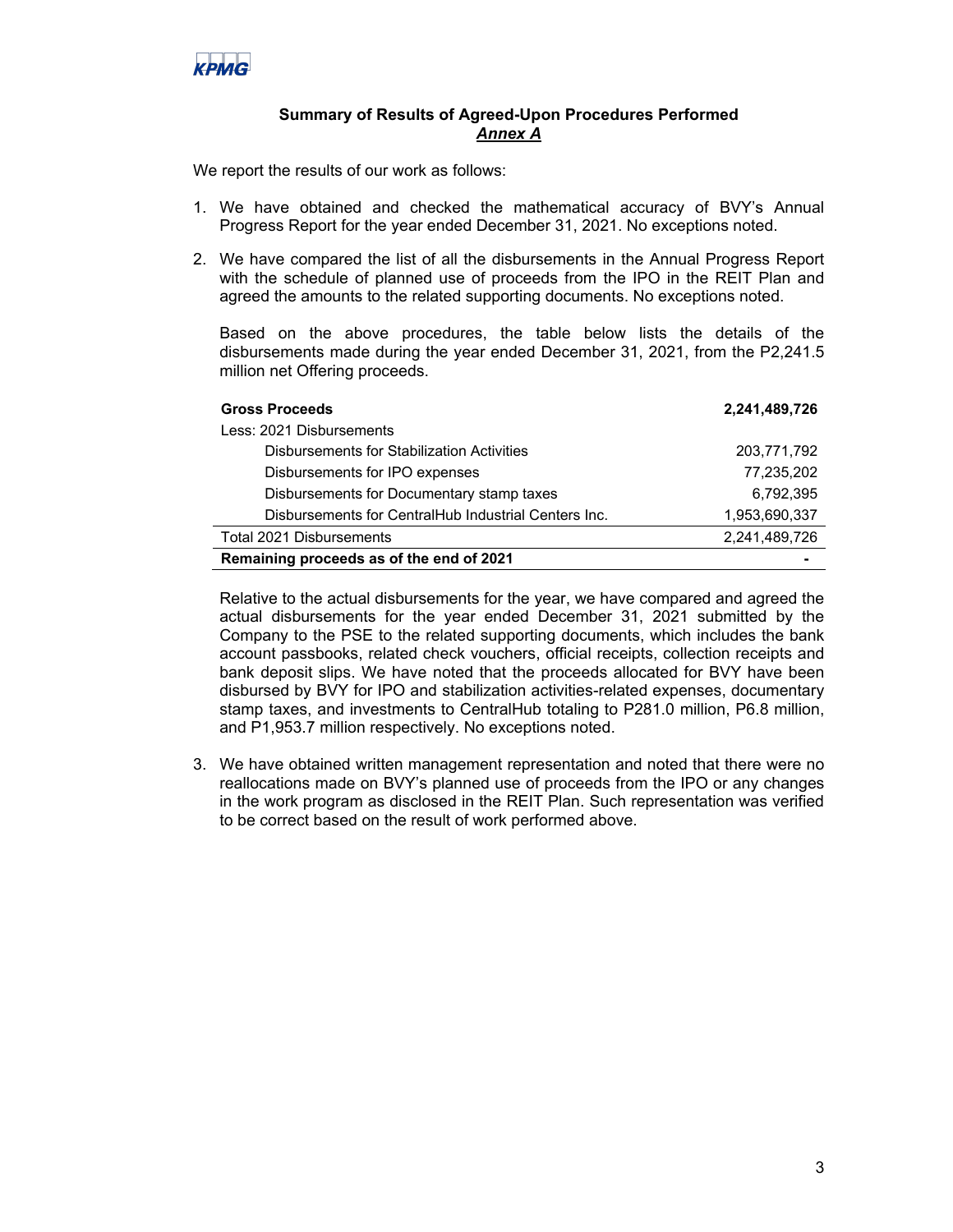**Summary of Results of Agreed-Upon Procedures Performed**
***Annex A***

We report the results of our work as follows:

1. We have obtained and checked the mathematical accuracy of BVY's Annual Progress Report for the year ended December 31, 2021. No exceptions noted.

2. We have compared the list of all the disbursements in the Annual Progress Report with the schedule of planned use of proceeds from the IPO in the REIT Plan and agreed the amounts to the related supporting documents. No exceptions noted.

   Based on the above procedures, the table below lists the details of the disbursements made during the year ended December 31, 2021, from the P2,241.5 million net Offering proceeds.

   | | |
   |---|---:|
   | **Gross Proceeds** | **2,241,489,726** |
   | Less: 2021 Disbursements | |
   | Disbursements for Stabilization Activities | 203,771,792 |
   | Disbursements for IPO expenses | 77,235,202 |
   | Disbursements for Documentary stamp taxes | 6,792,395 |
   | Disbursements for CentralHub Industrial Centers Inc. | 1,953,690,337 |
   | Total 2021 Disbursements | 2,241,489,726 |
   | **Remaining proceeds as of the end of 2021** | **-** |

   Relative to the actual disbursements for the year, we have compared and agreed the actual disbursements for the year ended December 31, 2021 submitted by the Company to the PSE to the related supporting documents, which includes the bank account passbooks, related check vouchers, official receipts, collection receipts and bank deposit slips. We have noted that the proceeds allocated for BVY have been disbursed by BVY for IPO and stabilization activities-related expenses, documentary stamp taxes, and investments to CentralHub totaling to P281.0 million, P6.8 million, and P1,953.7 million respectively. No exceptions noted.

3. We have obtained written management representation and noted that there were no reallocations made on BVY's planned use of proceeds from the IPO or any changes in the work program as disclosed in the REIT Plan. Such representation was verified to be correct based on the result of work performed above.